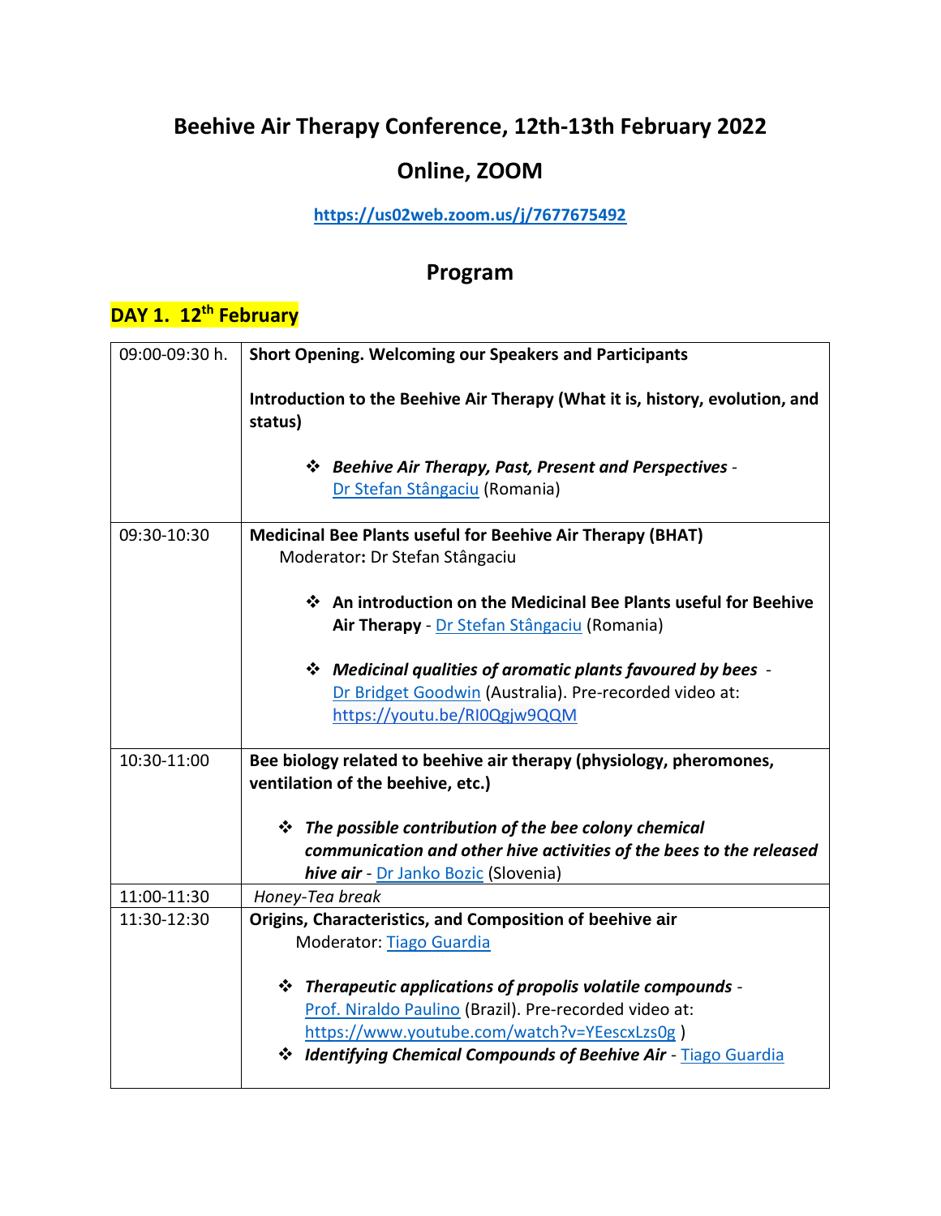# Beehive Air Therapy Conference, 12th-13th February 2022

## Online, ZOOM

**https://us02web.zoom.us/j/7677675492**

## Program

### DAY 1. 12th February

| | |
|---|---|
| 09:00-09:30 h. | **Short Opening. Welcoming our Speakers and Participants**<br><br>**Introduction to the Beehive Air Therapy (What it is, history, evolution, and status)**<br><br>❖ ***Beehive Air Therapy, Past, Present and Perspectives*** - Dr Stefan Stângaciu (Romania) |
| 09:30-10:30 | **Medicinal Bee Plants useful for Beehive Air Therapy (BHAT)**<br>Moderator**:** Dr Stefan Stângaciu<br><br>❖ **An introduction on the Medicinal Bee Plants useful for Beehive Air Therapy** - Dr Stefan Stângaciu (Romania)<br><br>❖ ***Medicinal qualities of aromatic plants favoured by bees*** - Dr Bridget Goodwin (Australia). Pre-recorded video at: https://youtu.be/RI0Qgjw9QQM |
| 10:30-11:00 | **Bee biology related to beehive air therapy (physiology, pheromones, ventilation of the beehive, etc.)**<br><br>❖ ***The possible contribution of the bee colony chemical communication and other hive activities of the bees to the released hive air*** - Dr Janko Bozic (Slovenia) |
| 11:00-11:30 | *Honey-Tea break* |
| 11:30-12:30 | **Origins, Characteristics, and Composition of beehive air**<br>Moderator: Tiago Guardia<br><br>❖ ***Therapeutic applications of propolis volatile compounds*** - Prof. Niraldo Paulino (Brazil). Pre-recorded video at: https://www.youtube.com/watch?v=YEescxLzs0g )<br>❖ ***Identifying Chemical Compounds of Beehive Air*** - Tiago Guardia |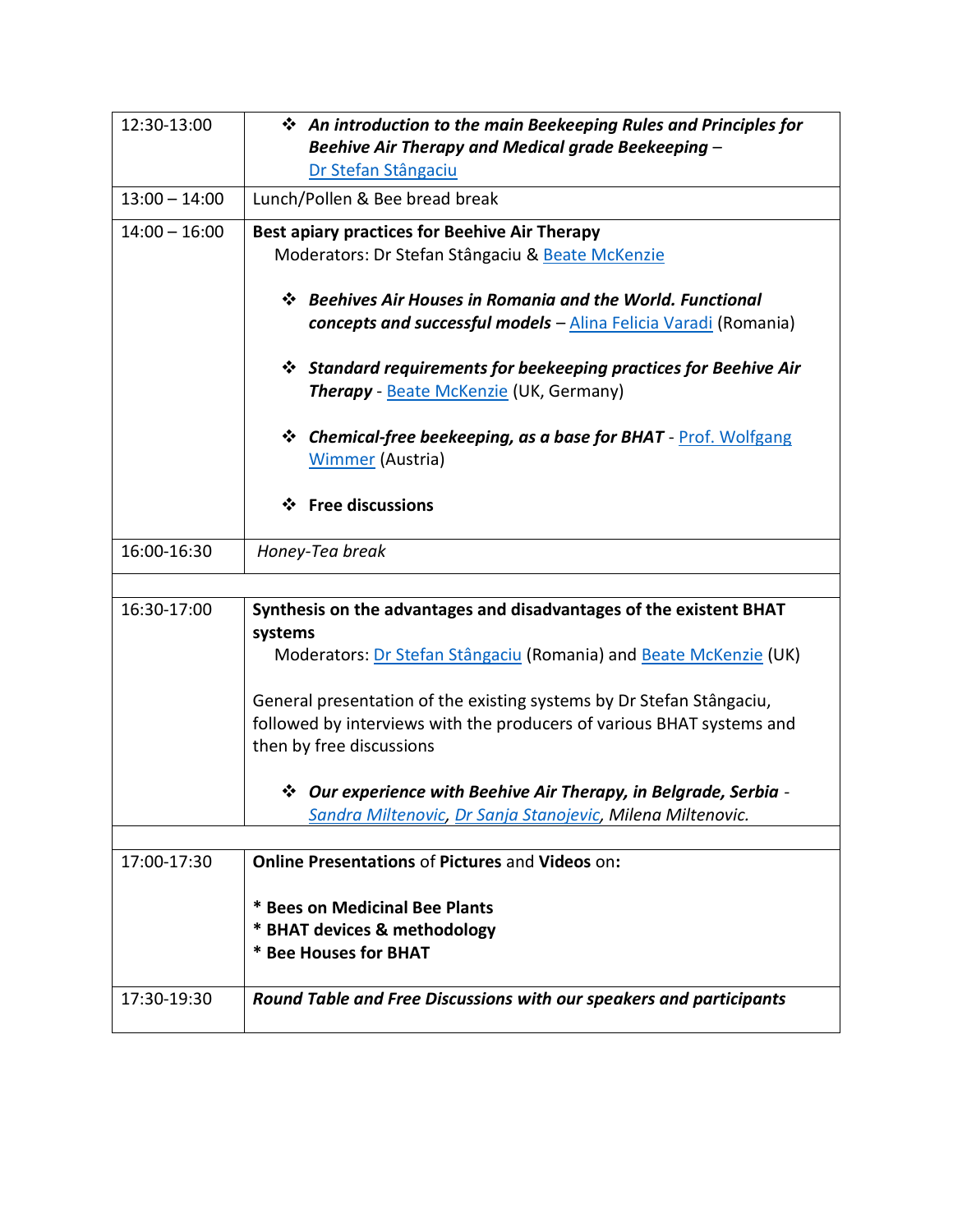| | |
|---|---|
| 12:30-13:00 | ❖ ***An introduction to the main Beekeeping Rules and Principles for Beehive Air Therapy and Medical grade Beekeeping*** – Dr Stefan Stângaciu |
| 13:00 – 14:00 | Lunch/Pollen & Bee bread break |
| 14:00 – 16:00 | **Best apiary practices for Beehive Air Therapy**<br>Moderators: Dr Stefan Stângaciu & Beate McKenzie<br><br>❖ ***Beehives Air Houses in Romania and the World. Functional concepts and successful models*** – Alina Felicia Varadi (Romania)<br><br>❖ ***Standard requirements for beekeeping practices for Beehive Air Therapy*** - Beate McKenzie (UK, Germany)<br><br>❖ ***Chemical-free beekeeping, as a base for BHAT*** - Prof. Wolfgang Wimmer (Austria)<br><br>❖ **Free discussions** |
| 16:00-16:30 | *Honey-Tea break* |
| | |
| 16:30-17:00 | **Synthesis on the advantages and disadvantages of the existent BHAT systems**<br>Moderators: Dr Stefan Stângaciu (Romania) and Beate McKenzie (UK)<br><br>General presentation of the existing systems by Dr Stefan Stângaciu, followed by interviews with the producers of various BHAT systems and then by free discussions<br><br>❖ ***Our experience with Beehive Air Therapy, in Belgrade, Serbia*** - *Sandra Miltenovic, Dr Sanja Stanojevic, Milena Miltenovic.* |
| | |
| 17:00-17:30 | **Online Presentations** of **Pictures** and **Videos** on:<br><br>**\* Bees on Medicinal Bee Plants**<br>**\* BHAT devices & methodology**<br>**\* Bee Houses for BHAT** |
| 17:30-19:30 | ***Round Table and Free Discussions with our speakers and participants*** |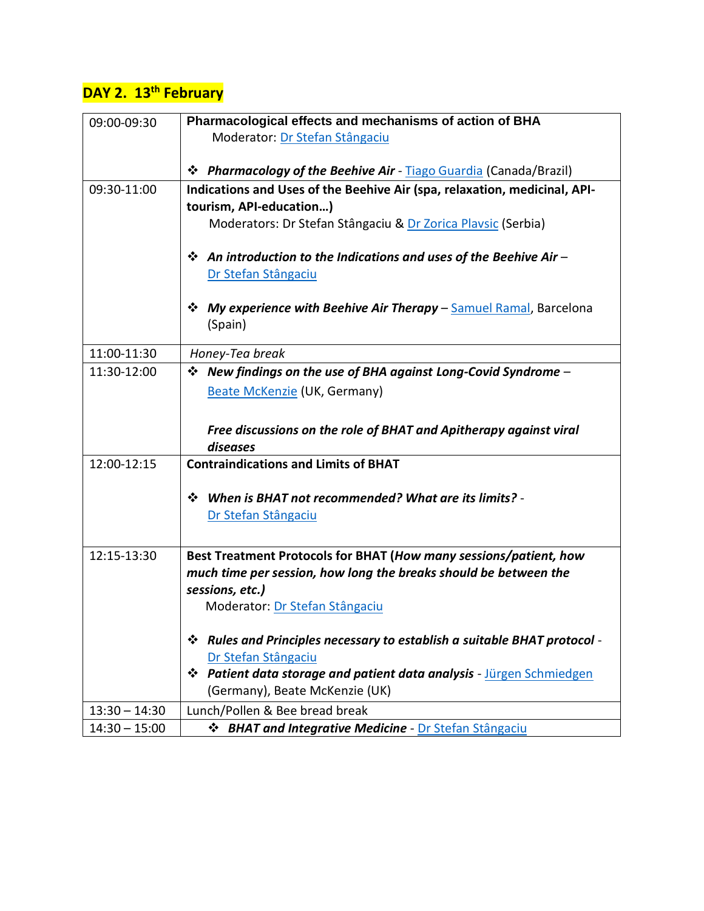## DAY 2. 13th February

| Time | Session |
|---|---|
| 09:00-09:30 | **Pharmacological effects and mechanisms of action of BHA**<br>Moderator: Dr Stefan Stângaciu<br><br>❖ ***Pharmacology of the Beehive Air*** - Tiago Guardia (Canada/Brazil) |
| 09:30-11:00 | **Indications and Uses of the Beehive Air (spa, relaxation, medicinal, API-tourism, API-education…)**<br>Moderators: Dr Stefan Stângaciu & Dr Zorica Plavsic (Serbia)<br><br>❖ ***An introduction to the Indications and uses of the Beehive Air*** – Dr Stefan Stângaciu<br><br>❖ ***My experience with Beehive Air Therapy*** – Samuel Ramal, Barcelona (Spain) |
| 11:00-11:30 | *Honey-Tea break* |
| 11:30-12:00 | ❖ ***New findings on the use of BHA against Long-Covid Syndrome*** – Beate McKenzie (UK, Germany)<br><br>***Free discussions on the role of BHAT and Apitherapy against viral diseases*** |
| 12:00-12:15 | **Contraindications and Limits of BHAT**<br><br>❖ ***When is BHAT not recommended? What are its limits?*** - Dr Stefan Stângaciu |
| 12:15-13:30 | **Best Treatment Protocols for BHAT (*How many sessions/patient, how much time per session, how long the breaks should be between the sessions, etc.*)**<br>Moderator: Dr Stefan Stângaciu<br><br>❖ ***Rules and Principles necessary to establish a suitable BHAT protocol*** - Dr Stefan Stângaciu<br>❖ ***Patient data storage and patient data analysis*** - Jürgen Schmiedgen (Germany), Beate McKenzie (UK) |
| 13:30 – 14:30 | Lunch/Pollen & Bee bread break |
| 14:30 – 15:00 | ❖ ***BHAT and Integrative Medicine*** - Dr Stefan Stângaciu |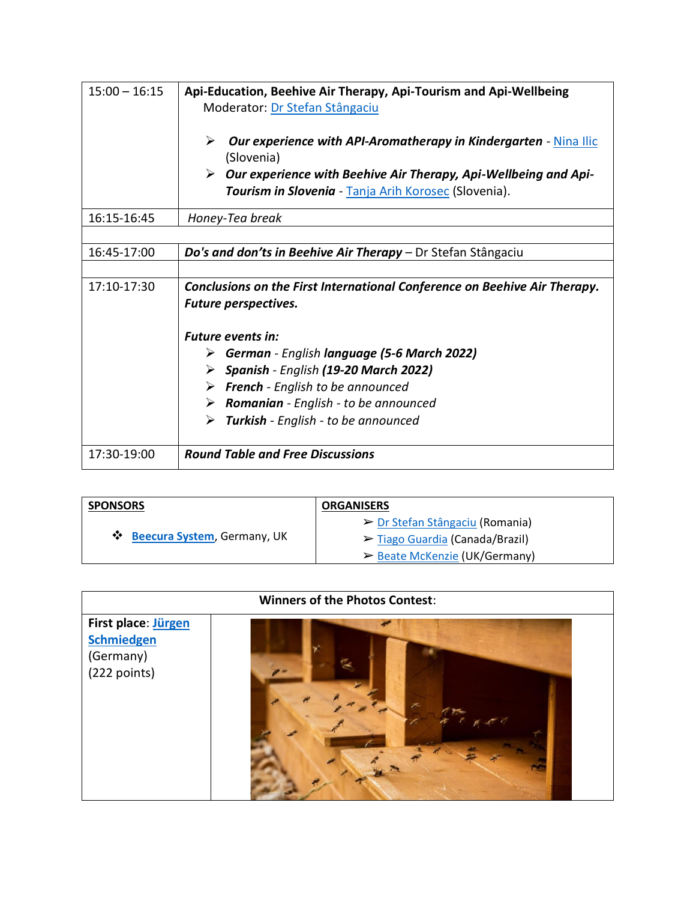| | |
|---|---|
| 15:00 – 16:15 | **Api-Education, Beehive Air Therapy, Api-Tourism and Api-Wellbeing**<br>Moderator: Dr Stefan Stângaciu<br><br>➢ ***Our experience with API-Aromatherapy in Kindergarten*** - Nina Ilic (Slovenia)<br>➢ ***Our experience with Beehive Air Therapy, Api-Wellbeing and Api-Tourism in Slovenia*** - Tanja Arih Korosec (Slovenia). |
| 16:15-16:45 | *Honey-Tea break* |
| | |
| 16:45-17:00 | ***Do's and don'ts in Beehive Air Therapy*** – Dr Stefan Stângaciu |
| | |
| 17:10-17:30 | ***Conclusions on the First International Conference on Beehive Air Therapy. Future perspectives.***<br><br>***Future events in:***<br>➢ ***German*** *- English* ***language (5-6 March 2022)***<br>➢ ***Spanish*** *- English* ***(19-20 March 2022)***<br>➢ ***French*** *- English to be announced*<br>➢ ***Romanian*** *- English - to be announced*<br>➢ ***Turkish*** *- English - to be announced* |
| 17:30-19:00 | ***Round Table and Free Discussions*** |

| **SPONSORS** | **ORGANISERS** |
|---|---|
| ❖ **Beecura System**, Germany, UK | ➢ Dr Stefan Stângaciu (Romania)<br>➢ Tiago Guardia (Canada/Brazil)<br>➢ Beate McKenzie (UK/Germany) |

| **Winners of the Photos Contest**: | |
|---|---|
| **First place**: **Jürgen Schmiedgen** (Germany) (222 points) | |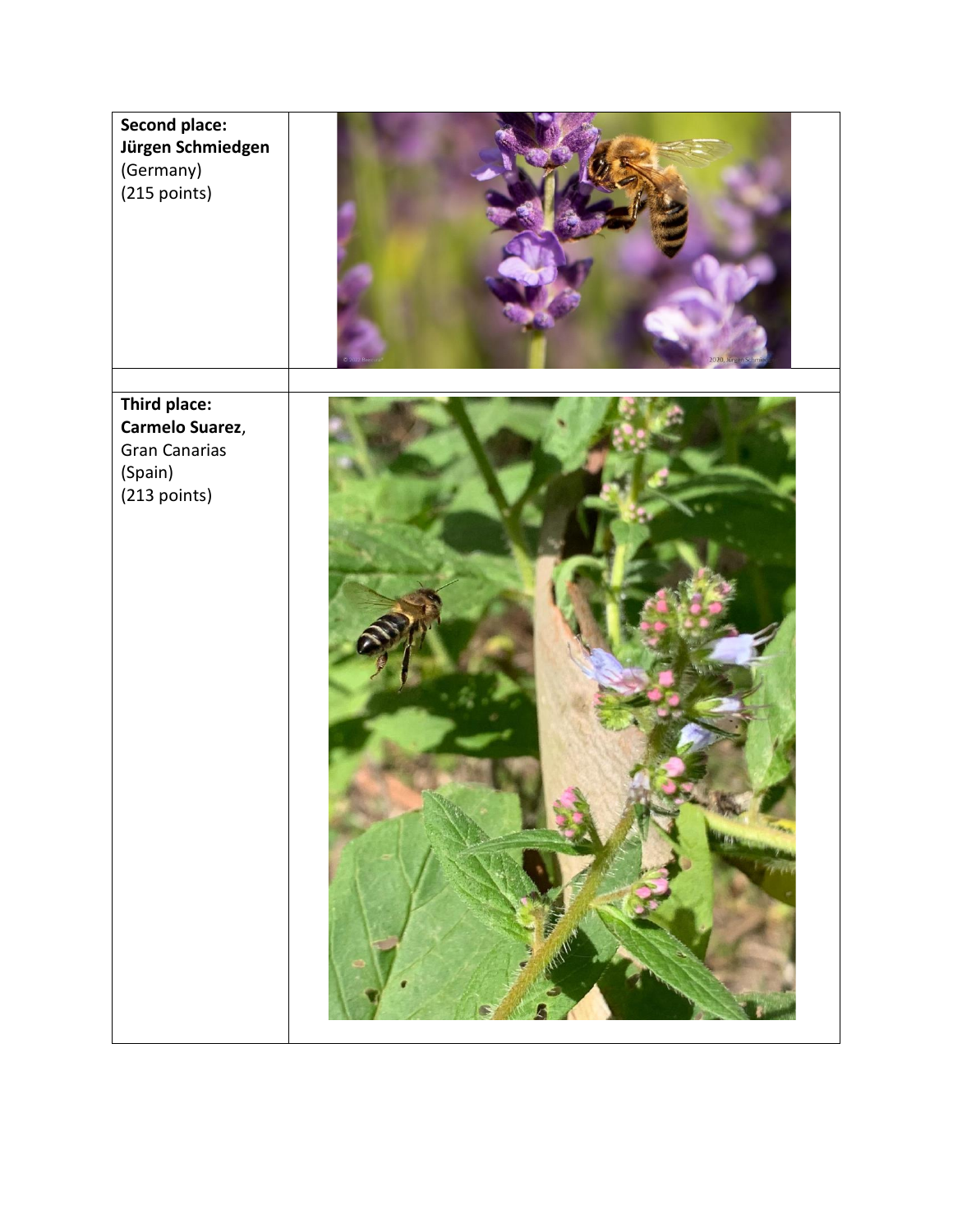| | |
|---|---|
| **Second place:** **Jürgen Schmiedgen** (Germany) (215 points) | |
| | |
| **Third place:** **Carmelo Suarez**, Gran Canarias (Spain) (213 points) | |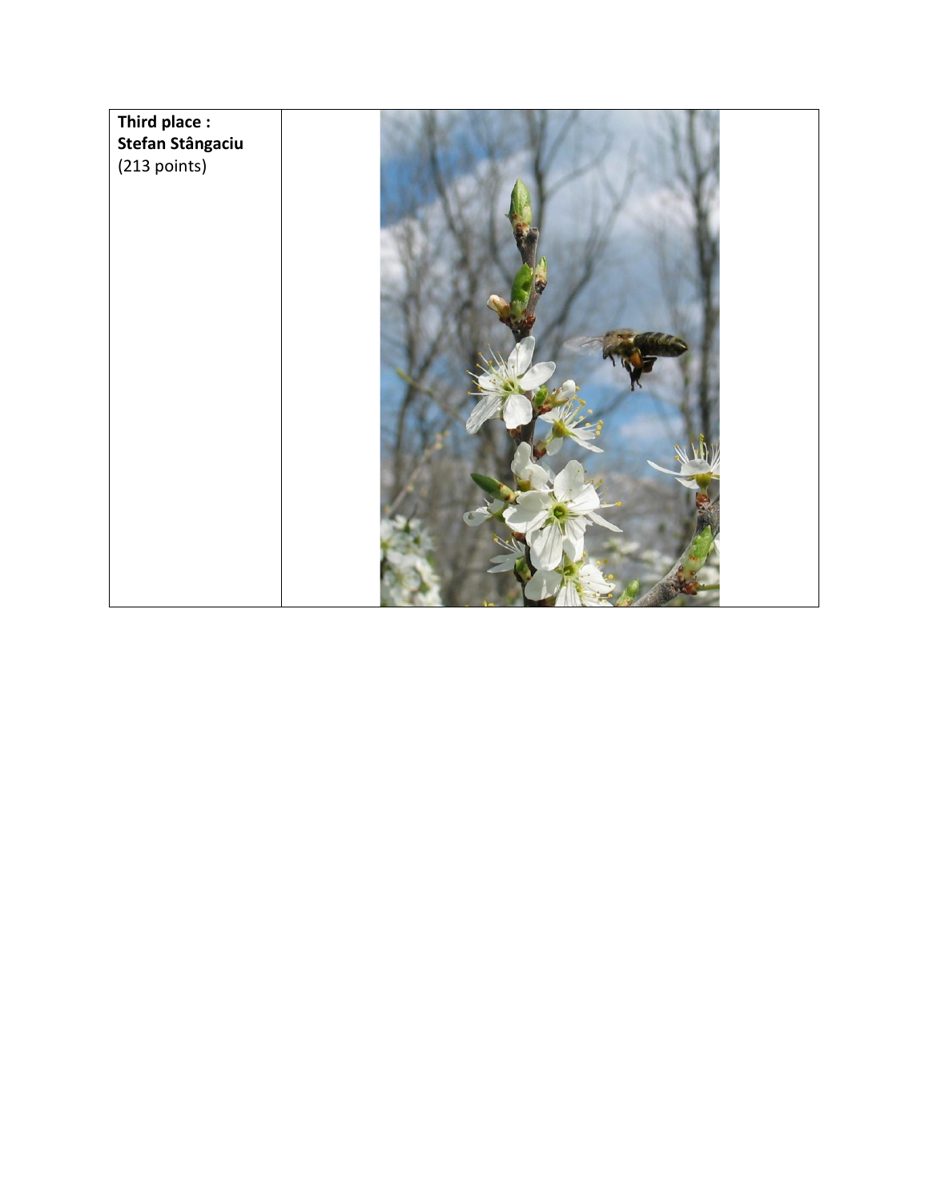| | |
|---|---|
| **Third place :**<br>**Stefan Stângaciu**<br>(213 points) | |